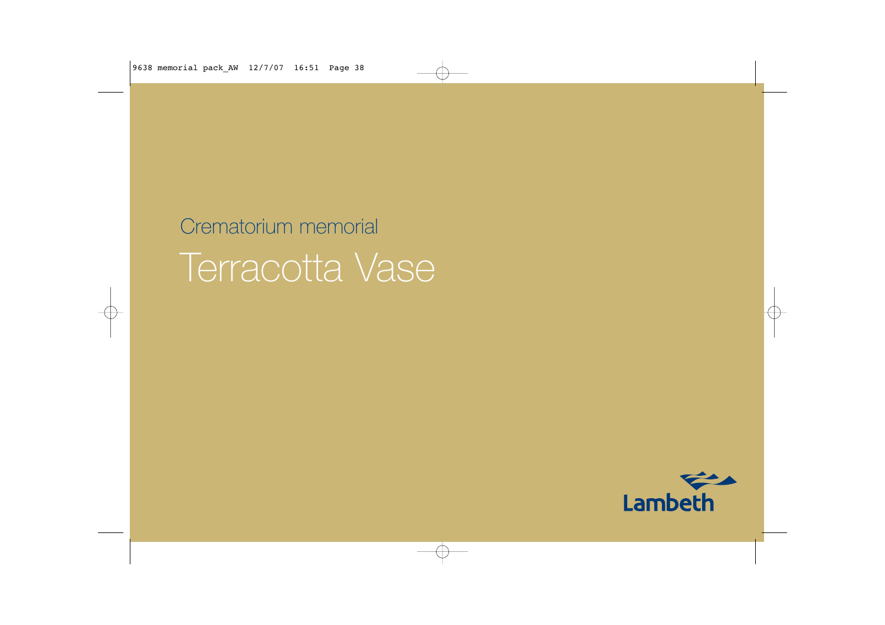Crematorium memorial

# Terracotta Vase

Lambeth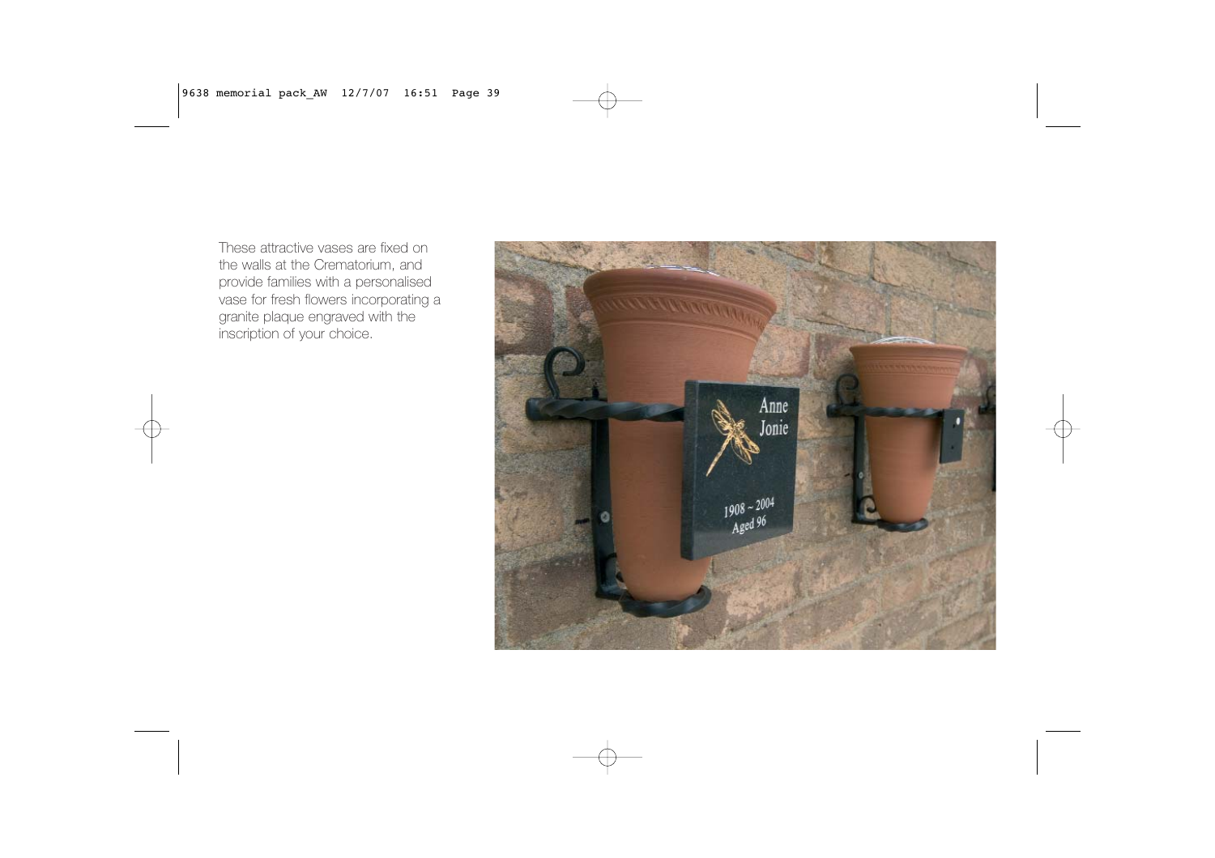These attractive vases are fixed on the walls at the Crematorium, and provide families with a personalised vase for fresh flowers incorporating a granite plaque engraved with the inscription of your choice.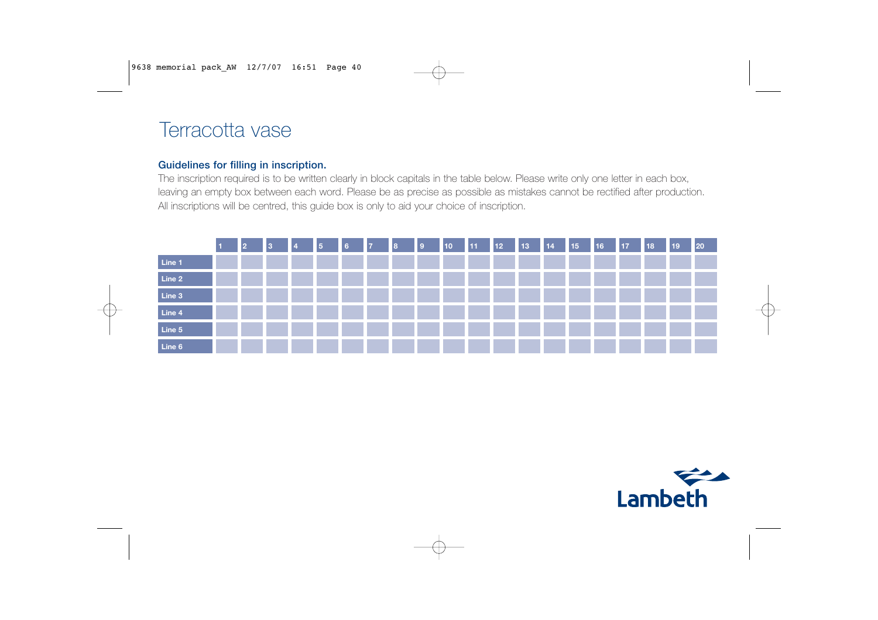# Terracotta vase

### Guidelines for filling in inscription.

The inscription required is to be written clearly in block capitals in the table below. Please write only one letter in each box, leaving an empty box between each word. Please be as precise as possible as mistakes cannot be rectified after production. All inscriptions will be centred, this guide box is only to aid your choice of inscription.

| | 1 | 2 | 3 | 4 | 5 | 6 | 7 | 8 | 9 | 10 | 11 | 12 | 13 | 14 | 15 | 16 | 17 | 18 | 19 | 20 |
|---|---|---|---|---|---|---|---|---|---|---|---|---|---|---|---|---|---|---|---|---|
| Line 1 | | | | | | | | | | | | | | | | | | | | |
| Line 2 | | | | | | | | | | | | | | | | | | | | |
| Line 3 | | | | | | | | | | | | | | | | | | | | |
| Line 4 | | | | | | | | | | | | | | | | | | | | |
| Line 5 | | | | | | | | | | | | | | | | | | | | |
| Line 6 | | | | | | | | | | | | | | | | | | | | |

Lambeth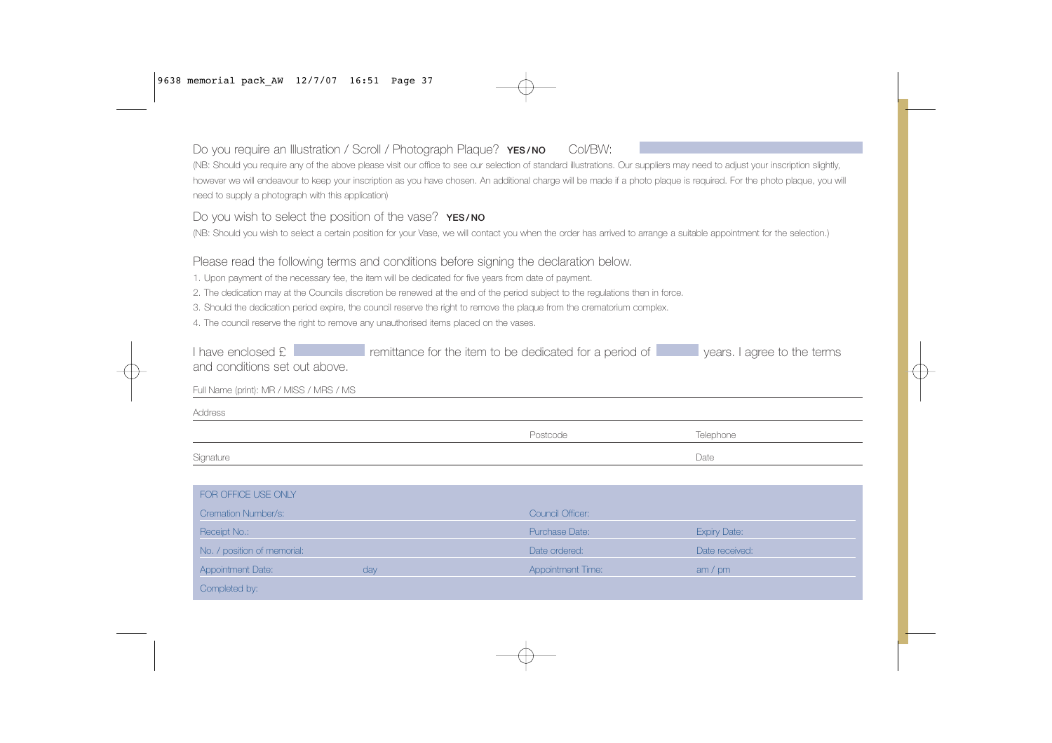Do you require an Illustration / Scroll / Photograph Plaque? **YES/NO** Col/BW:

(NB: Should you require any of the above please visit our office to see our selection of standard illustrations. Our suppliers may need to adjust your inscription slightly, however we will endeavour to keep your inscription as you have chosen. An additional charge will be made if a photo plaque is required. For the photo plaque, you will need to supply a photograph with this application)

Do you wish to select the position of the vase? **YES/NO**

(NB: Should you wish to select a certain position for your Vase, we will contact you when the order has arrived to arrange a suitable appointment for the selection.)

Please read the following terms and conditions before signing the declaration below.

1. Upon payment of the necessary fee, the item will be dedicated for five years from date of payment.
2. The dedication may at the Councils discretion be renewed at the end of the period subject to the regulations then in force.
3. Should the dedication period expire, the council reserve the right to remove the plaque from the crematorium complex.
4. The council reserve the right to remove any unauthorised items placed on the vases.

I have enclosed £ ________ remittance for the item to be dedicated for a period of ________ years. I agree to the terms and conditions set out above.

Full Name (print): MR / MISS / MRS / MS

Address

Postcode Telephone

Signature Date

| FOR OFFICE USE ONLY | | | |
|---|---|---|---|
| Cremation Number/s: | | Council Officer: | |
| Receipt No.: | | Purchase Date: | Expiry Date: |
| No. / position of memorial: | | Date ordered: | Date received: |
| Appointment Date: | day | Appointment Time: | am / pm |
| Completed by: | | | |